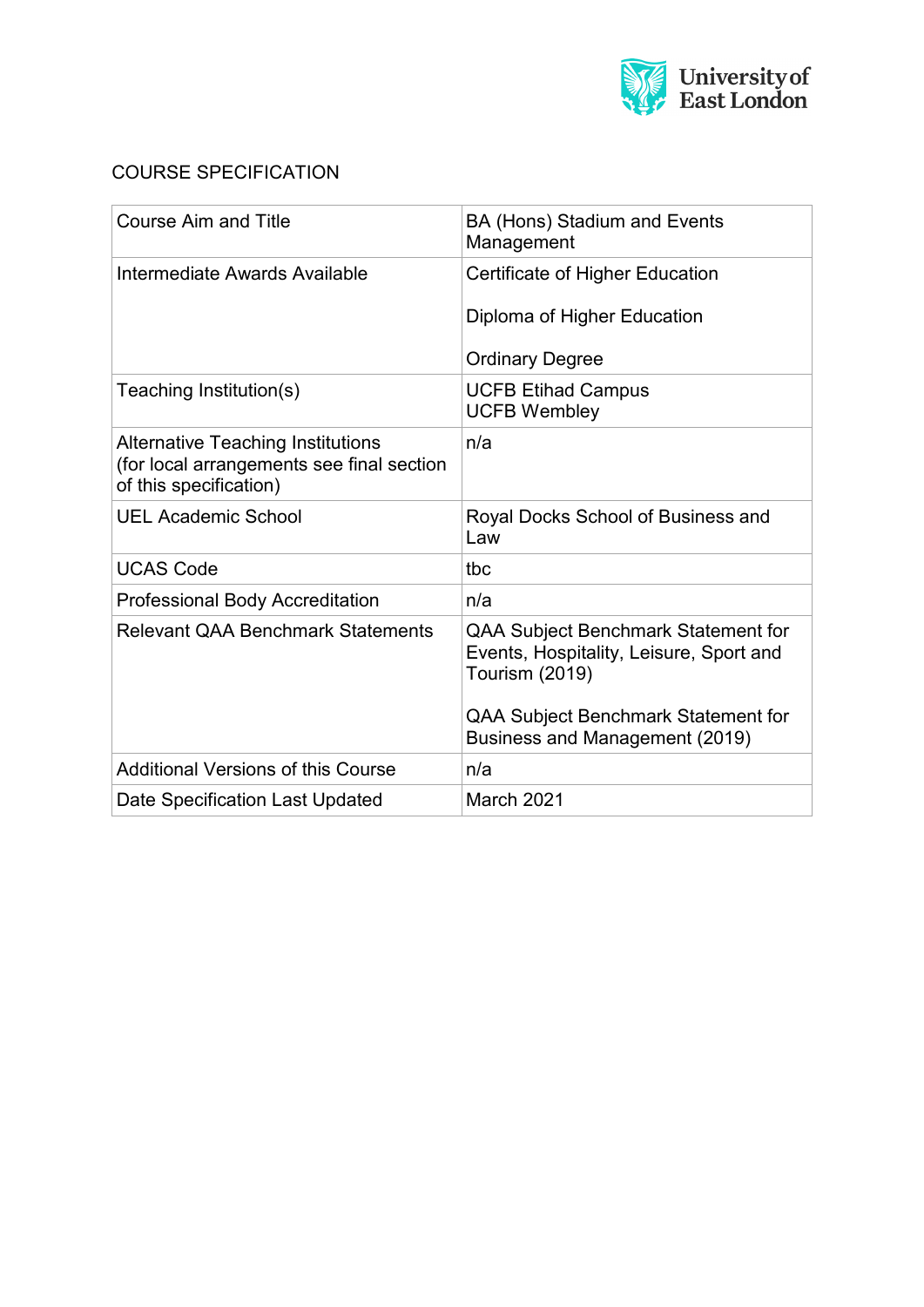# COURSE SPECIFICATION

| | |
|---|---|
| Course Aim and Title | BA (Hons) Stadium and Events Management |
| Intermediate Awards Available | Certificate of Higher Education<br><br>Diploma of Higher Education<br><br>Ordinary Degree |
| Teaching Institution(s) | UCFB Etihad Campus<br>UCFB Wembley |
| Alternative Teaching Institutions (for local arrangements see final section of this specification) | n/a |
| UEL Academic School | Royal Docks School of Business and Law |
| UCAS Code | tbc |
| Professional Body Accreditation | n/a |
| Relevant QAA Benchmark Statements | QAA Subject Benchmark Statement for Events, Hospitality, Leisure, Sport and Tourism (2019)<br><br>QAA Subject Benchmark Statement for Business and Management (2019) |
| Additional Versions of this Course | n/a |
| Date Specification Last Updated | March 2021 |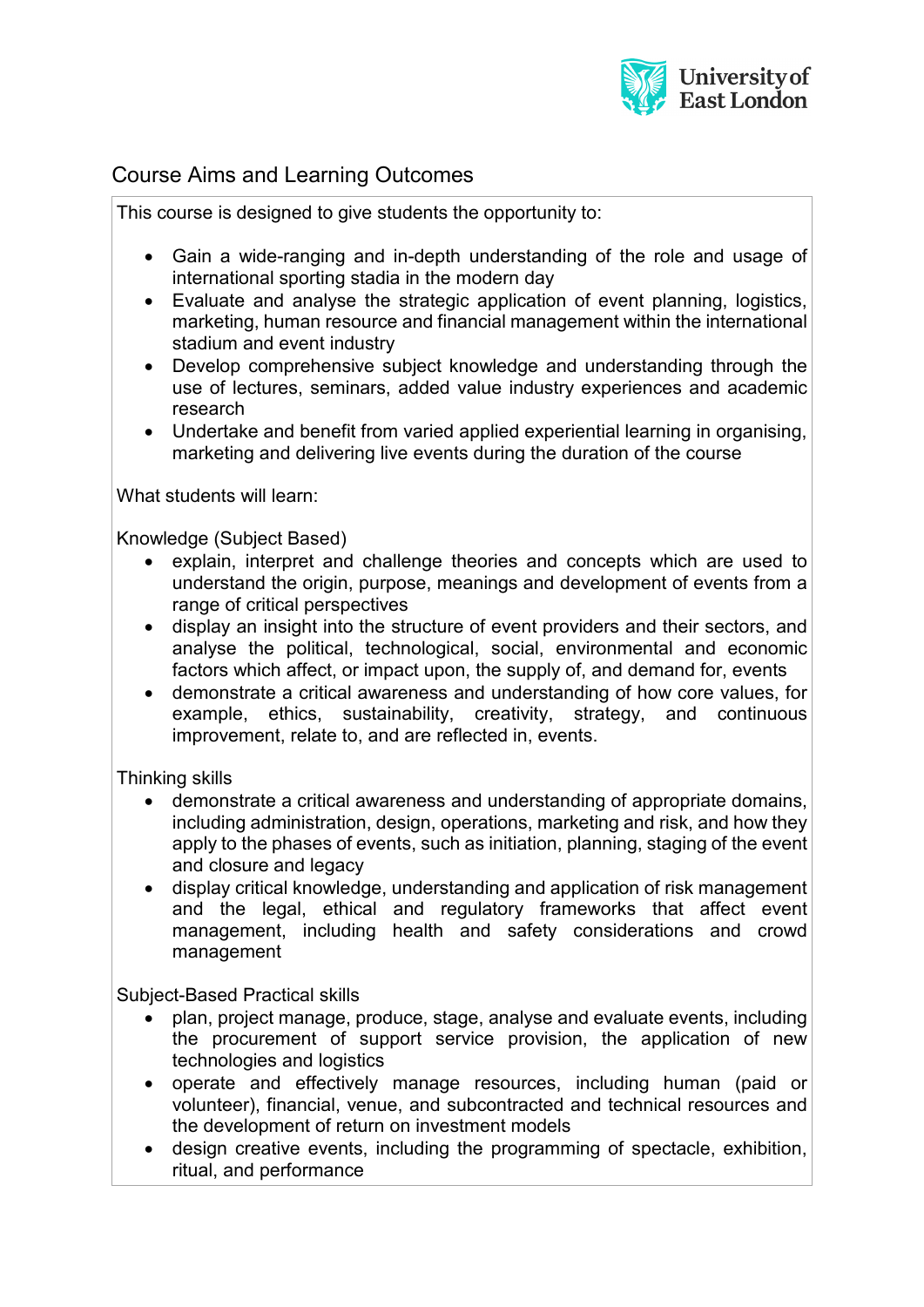## Course Aims and Learning Outcomes

This course is designed to give students the opportunity to:

- Gain a wide-ranging and in-depth understanding of the role and usage of international sporting stadia in the modern day
- Evaluate and analyse the strategic application of event planning, logistics, marketing, human resource and financial management within the international stadium and event industry
- Develop comprehensive subject knowledge and understanding through the use of lectures, seminars, added value industry experiences and academic research
- Undertake and benefit from varied applied experiential learning in organising, marketing and delivering live events during the duration of the course

What students will learn:

Knowledge (Subject Based)

- explain, interpret and challenge theories and concepts which are used to understand the origin, purpose, meanings and development of events from a range of critical perspectives
- display an insight into the structure of event providers and their sectors, and analyse the political, technological, social, environmental and economic factors which affect, or impact upon, the supply of, and demand for, events
- demonstrate a critical awareness and understanding of how core values, for example, ethics, sustainability, creativity, strategy, and continuous improvement, relate to, and are reflected in, events.

Thinking skills

- demonstrate a critical awareness and understanding of appropriate domains, including administration, design, operations, marketing and risk, and how they apply to the phases of events, such as initiation, planning, staging of the event and closure and legacy
- display critical knowledge, understanding and application of risk management and the legal, ethical and regulatory frameworks that affect event management, including health and safety considerations and crowd management

Subject-Based Practical skills

- plan, project manage, produce, stage, analyse and evaluate events, including the procurement of support service provision, the application of new technologies and logistics
- operate and effectively manage resources, including human (paid or volunteer), financial, venue, and subcontracted and technical resources and the development of return on investment models
- design creative events, including the programming of spectacle, exhibition, ritual, and performance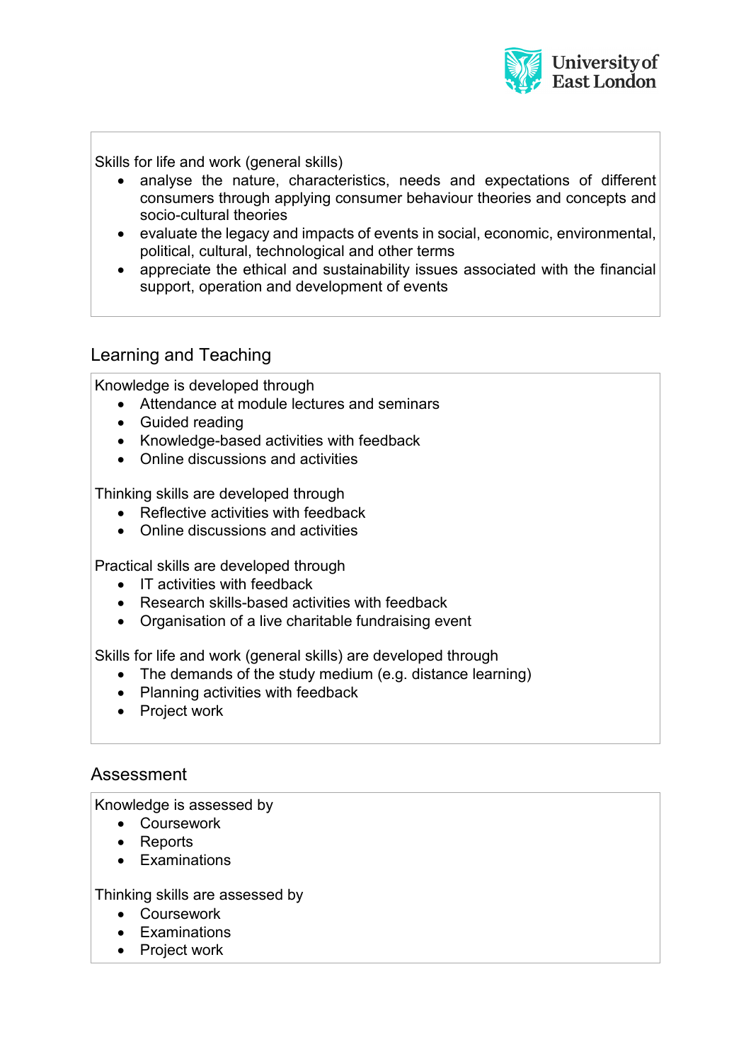Skills for life and work (general skills)

- analyse the nature, characteristics, needs and expectations of different consumers through applying consumer behaviour theories and concepts and socio-cultural theories
- evaluate the legacy and impacts of events in social, economic, environmental, political, cultural, technological and other terms
- appreciate the ethical and sustainability issues associated with the financial support, operation and development of events

## Learning and Teaching

Knowledge is developed through

- Attendance at module lectures and seminars
- Guided reading
- Knowledge-based activities with feedback
- Online discussions and activities

Thinking skills are developed through

- Reflective activities with feedback
- Online discussions and activities

Practical skills are developed through

- IT activities with feedback
- Research skills-based activities with feedback
- Organisation of a live charitable fundraising event

Skills for life and work (general skills) are developed through

- The demands of the study medium (e.g. distance learning)
- Planning activities with feedback
- Project work

## Assessment

Knowledge is assessed by

- Coursework
- Reports
- Examinations

Thinking skills are assessed by

- Coursework
- Examinations
- Project work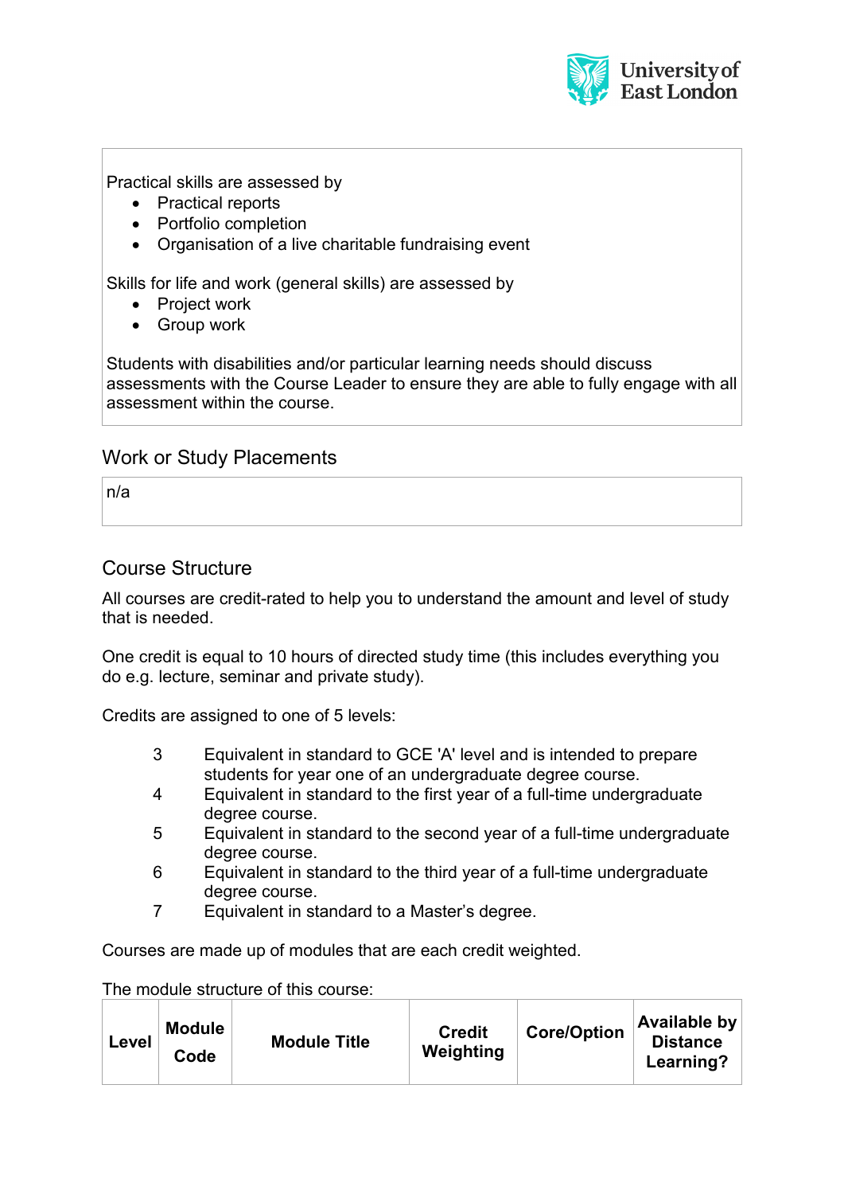Practical skills are assessed by

- Practical reports
- Portfolio completion
- Organisation of a live charitable fundraising event

Skills for life and work (general skills) are assessed by

- Project work
- Group work

Students with disabilities and/or particular learning needs should discuss assessments with the Course Leader to ensure they are able to fully engage with all assessment within the course.

## Work or Study Placements

n/a

## Course Structure

All courses are credit-rated to help you to understand the amount and level of study that is needed.

One credit is equal to 10 hours of directed study time (this includes everything you do e.g. lecture, seminar and private study).

Credits are assigned to one of 5 levels:

3 Equivalent in standard to GCE 'A' level and is intended to prepare students for year one of an undergraduate degree course.
4 Equivalent in standard to the first year of a full-time undergraduate degree course.
5 Equivalent in standard to the second year of a full-time undergraduate degree course.
6 Equivalent in standard to the third year of a full-time undergraduate degree course.
7 Equivalent in standard to a Master's degree.

Courses are made up of modules that are each credit weighted.

The module structure of this course:

| Level | Module Code | Module Title | Credit Weighting | Core/Option | Available by Distance Learning? |
|---|---|---|---|---|---|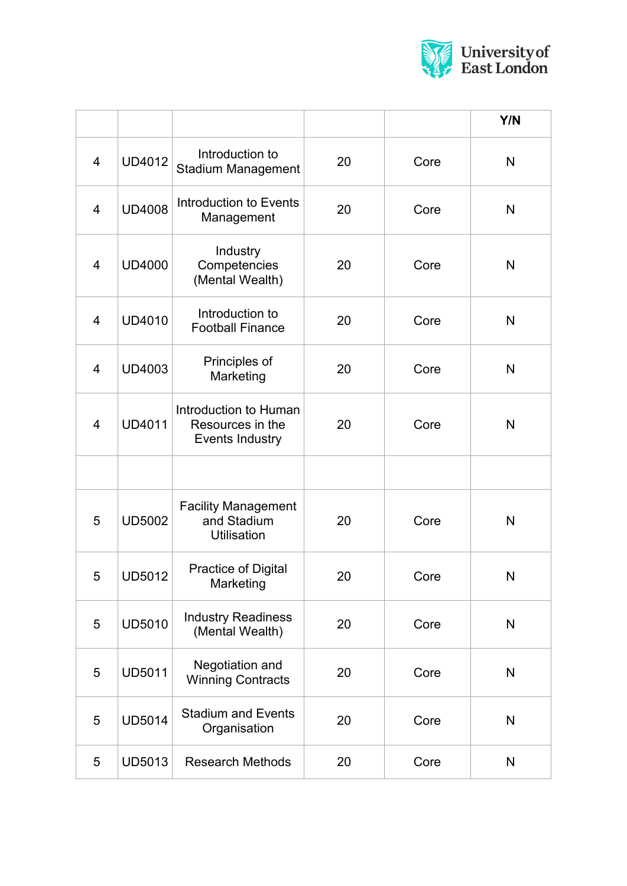| | | | | | Y/N |
|---|---|---|---|---|---|
| 4 | UD4012 | Introduction to Stadium Management | 20 | Core | N |
| 4 | UD4008 | Introduction to Events Management | 20 | Core | N |
| 4 | UD4000 | Industry Competencies (Mental Wealth) | 20 | Core | N |
| 4 | UD4010 | Introduction to Football Finance | 20 | Core | N |
| 4 | UD4003 | Principles of Marketing | 20 | Core | N |
| 4 | UD4011 | Introduction to Human Resources in the Events Industry | 20 | Core | N |
| | | | | | |
| 5 | UD5002 | Facility Management and Stadium Utilisation | 20 | Core | N |
| 5 | UD5012 | Practice of Digital Marketing | 20 | Core | N |
| 5 | UD5010 | Industry Readiness (Mental Wealth) | 20 | Core | N |
| 5 | UD5011 | Negotiation and Winning Contracts | 20 | Core | N |
| 5 | UD5014 | Stadium and Events Organisation | 20 | Core | N |
| 5 | UD5013 | Research Methods | 20 | Core | N |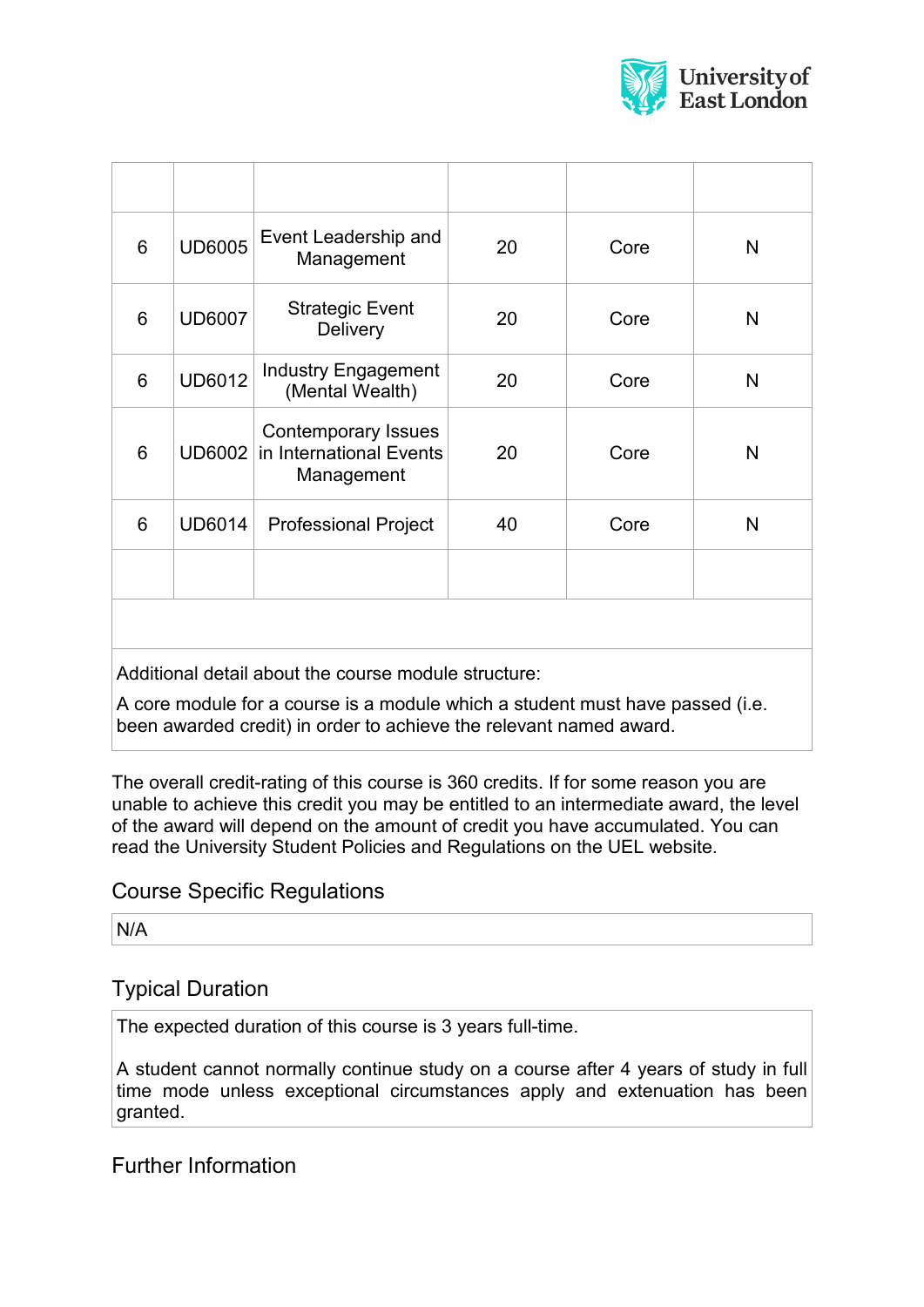| | | | | | |
|---|---|---|---|---|---|
| 6 | UD6005 | Event Leadership and Management | 20 | Core | N |
| 6 | UD6007 | Strategic Event Delivery | 20 | Core | N |
| 6 | UD6012 | Industry Engagement (Mental Wealth) | 20 | Core | N |
| 6 | UD6002 | Contemporary Issues in International Events Management | 20 | Core | N |
| 6 | UD6014 | Professional Project | 40 | Core | N |
| | | | | | |

Additional detail about the course module structure:

A core module for a course is a module which a student must have passed (i.e. been awarded credit) in order to achieve the relevant named award.

The overall credit-rating of this course is 360 credits. If for some reason you are unable to achieve this credit you may be entitled to an intermediate award, the level of the award will depend on the amount of credit you have accumulated. You can read the University Student Policies and Regulations on the UEL website.

## Course Specific Regulations

N/A

## Typical Duration

The expected duration of this course is 3 years full-time.

A student cannot normally continue study on a course after 4 years of study in full time mode unless exceptional circumstances apply and extenuation has been granted.

## Further Information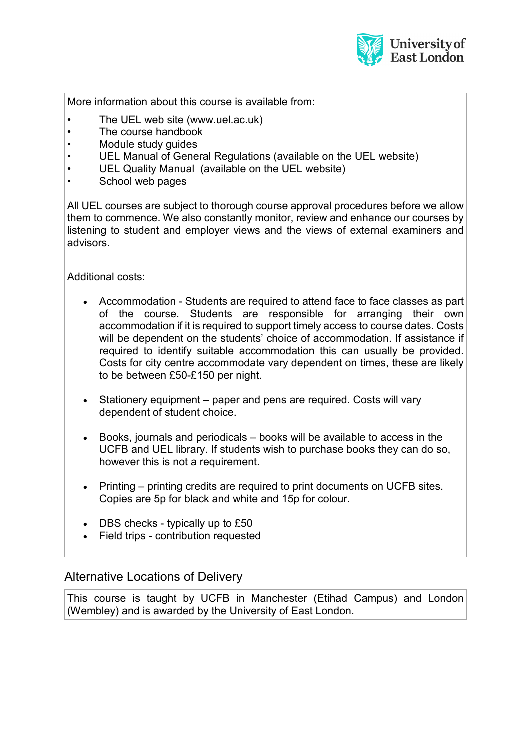More information about this course is available from:

- The UEL web site (www.uel.ac.uk)
- The course handbook
- Module study guides
- UEL Manual of General Regulations (available on the UEL website)
- UEL Quality Manual (available on the UEL website)
- School web pages

All UEL courses are subject to thorough course approval procedures before we allow them to commence. We also constantly monitor, review and enhance our courses by listening to student and employer views and the views of external examiners and advisors.

Additional costs:

- Accommodation - Students are required to attend face to face classes as part of the course. Students are responsible for arranging their own accommodation if it is required to support timely access to course dates. Costs will be dependent on the students' choice of accommodation. If assistance if required to identify suitable accommodation this can usually be provided. Costs for city centre accommodate vary dependent on times, these are likely to be between £50-£150 per night.

- Stationery equipment – paper and pens are required. Costs will vary dependent of student choice.

- Books, journals and periodicals – books will be available to access in the UCFB and UEL library. If students wish to purchase books they can do so, however this is not a requirement.

- Printing – printing credits are required to print documents on UCFB sites. Copies are 5p for black and white and 15p for colour.

- DBS checks - typically up to £50
- Field trips - contribution requested

## Alternative Locations of Delivery

This course is taught by UCFB in Manchester (Etihad Campus) and London (Wembley) and is awarded by the University of East London.